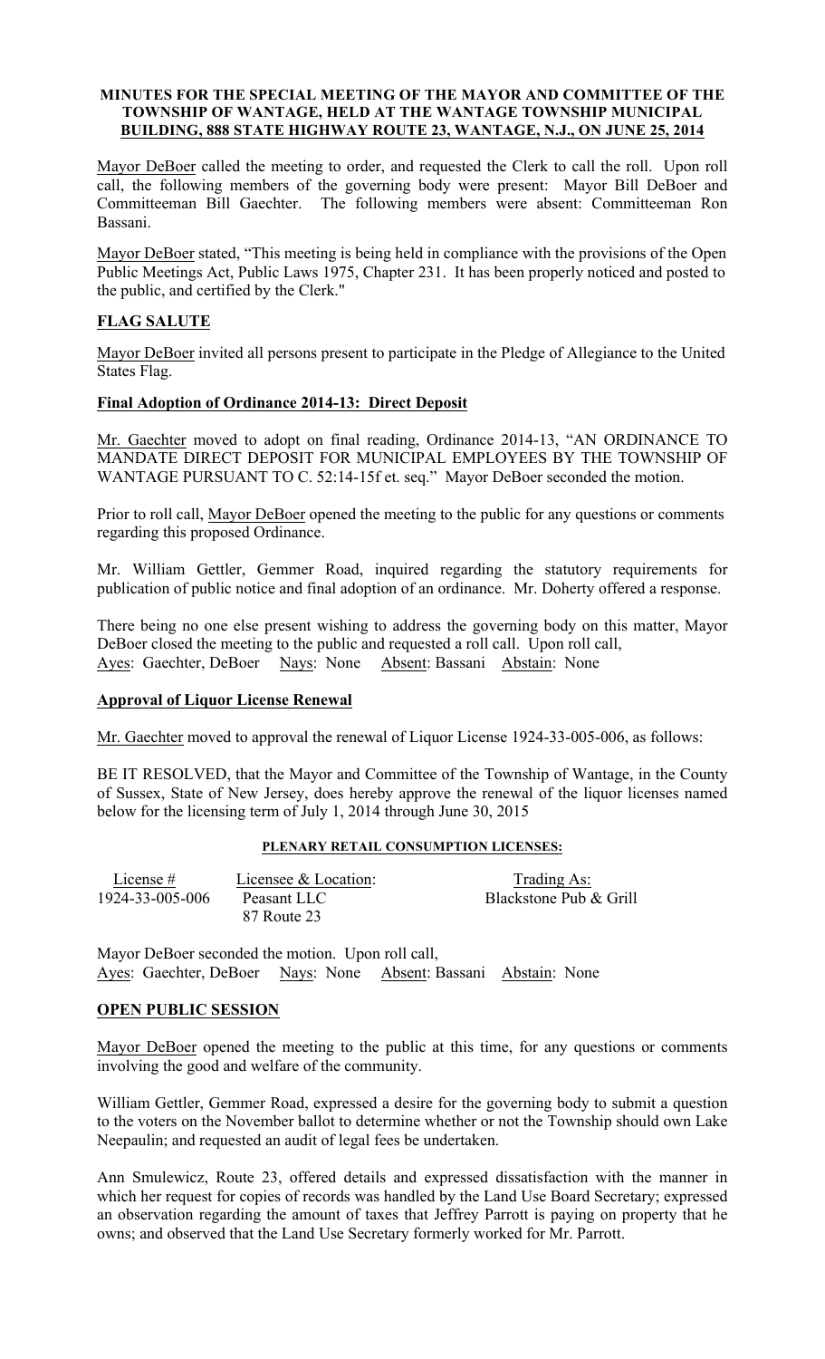**MINUTES FOR THE SPECIAL MEETING OF THE MAYOR AND COMMITTEE OF THE TOWNSHIP OF WANTAGE, HELD AT THE WANTAGE TOWNSHIP MUNICIPAL BUILDING, 888 STATE HIGHWAY ROUTE 23, WANTAGE, N.J., ON JUNE 25, 2014**

Mayor DeBoer called the meeting to order, and requested the Clerk to call the roll. Upon roll call, the following members of the governing body were present: Mayor Bill DeBoer and Committeeman Bill Gaechter. The following members were absent: Committeeman Ron Bassani.

Mayor DeBoer stated, "This meeting is being held in compliance with the provisions of the Open Public Meetings Act, Public Laws 1975, Chapter 231. It has been properly noticed and posted to the public, and certified by the Clerk."

## FLAG SALUTE

Mayor DeBoer invited all persons present to participate in the Pledge of Allegiance to the United States Flag.

## Final Adoption of Ordinance 2014-13: Direct Deposit

Mr. Gaechter moved to adopt on final reading, Ordinance 2014-13, "AN ORDINANCE TO MANDATE DIRECT DEPOSIT FOR MUNICIPAL EMPLOYEES BY THE TOWNSHIP OF WANTAGE PURSUANT TO C. 52:14-15f et. seq." Mayor DeBoer seconded the motion.

Prior to roll call, Mayor DeBoer opened the meeting to the public for any questions or comments regarding this proposed Ordinance.

Mr. William Gettler, Gemmer Road, inquired regarding the statutory requirements for publication of public notice and final adoption of an ordinance. Mr. Doherty offered a response.

There being no one else present wishing to address the governing body on this matter, Mayor DeBoer closed the meeting to the public and requested a roll call. Upon roll call,
Ayes: Gaechter, DeBoer  Nays: None  Absent: Bassani  Abstain: None

## Approval of Liquor License Renewal

Mr. Gaechter moved to approval the renewal of Liquor License 1924-33-005-006, as follows:

BE IT RESOLVED, that the Mayor and Committee of the Township of Wantage, in the County of Sussex, State of New Jersey, does hereby approve the renewal of the liquor licenses named below for the licensing term of July 1, 2014 through June 30, 2015

**PLENARY RETAIL CONSUMPTION LICENSES:**

| License # | Licensee & Location: | Trading As: |
|---|---|---|
| 1924-33-005-006 | Peasant LLC<br>87 Route 23 | Blackstone Pub & Grill |

Mayor DeBoer seconded the motion. Upon roll call,
Ayes: Gaechter, DeBoer  Nays: None  Absent: Bassani  Abstain: None

## OPEN PUBLIC SESSION

Mayor DeBoer opened the meeting to the public at this time, for any questions or comments involving the good and welfare of the community.

William Gettler, Gemmer Road, expressed a desire for the governing body to submit a question to the voters on the November ballot to determine whether or not the Township should own Lake Neepaulin; and requested an audit of legal fees be undertaken.

Ann Smulewicz, Route 23, offered details and expressed dissatisfaction with the manner in which her request for copies of records was handled by the Land Use Board Secretary; expressed an observation regarding the amount of taxes that Jeffrey Parrott is paying on property that he owns; and observed that the Land Use Secretary formerly worked for Mr. Parrott.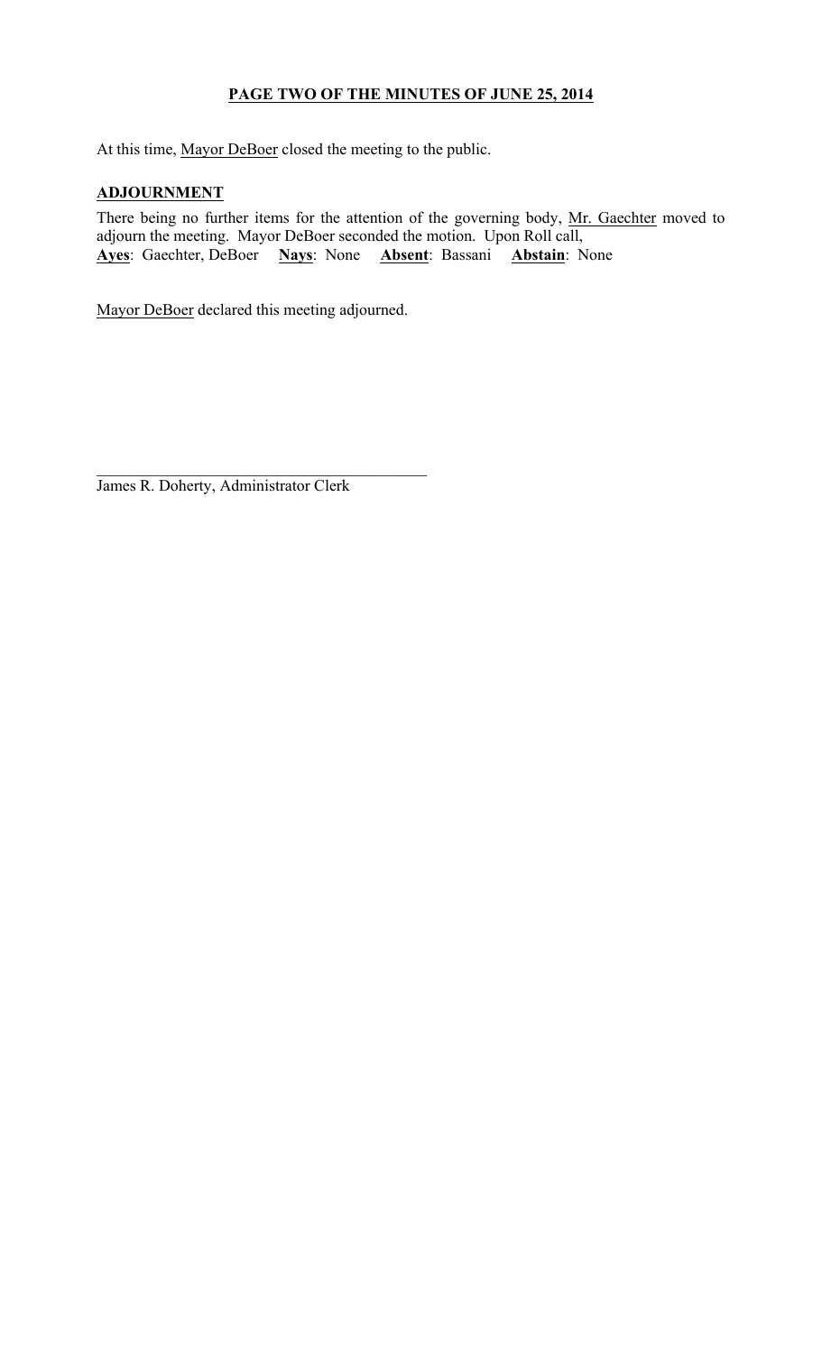**PAGE TWO OF THE MINUTES OF JUNE 25, 2014**

At this time, Mayor DeBoer closed the meeting to the public.

**ADJOURNMENT**

There being no further items for the attention of the governing body, Mr. Gaechter moved to adjourn the meeting. Mayor DeBoer seconded the motion. Upon Roll call,
**Ayes**: Gaechter, DeBoer **Nays**: None **Absent**: Bassani **Abstain**: None

Mayor DeBoer declared this meeting adjourned.

\_\_\_\_\_\_\_\_\_\_\_\_\_\_\_\_\_\_\_\_\_\_\_\_\_\_\_\_\_\_\_\_\_\_\_\_\_\_\_\_
James R. Doherty, Administrator Clerk